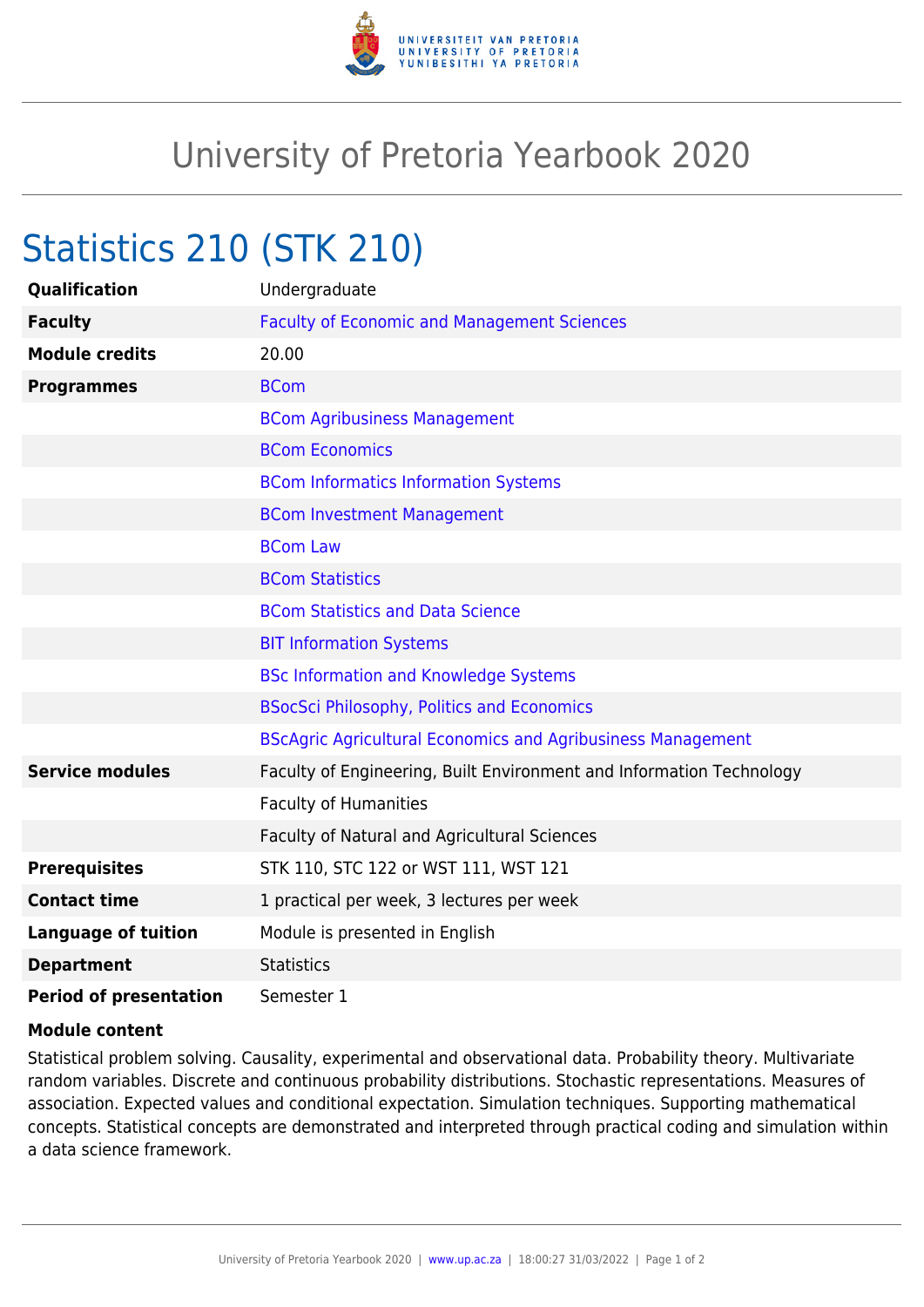# University of Pretoria Yearbook 2020

## Statistics 210 (STK 210)

| | |
|---|---|
| **Qualification** | Undergraduate |
| **Faculty** | Faculty of Economic and Management Sciences |
| **Module credits** | 20.00 |
| **Programmes** | BCom |
| | BCom Agribusiness Management |
| | BCom Economics |
| | BCom Informatics Information Systems |
| | BCom Investment Management |
| | BCom Law |
| | BCom Statistics |
| | BCom Statistics and Data Science |
| | BIT Information Systems |
| | BSc Information and Knowledge Systems |
| | BSocSci Philosophy, Politics and Economics |
| | BScAgric Agricultural Economics and Agribusiness Management |
| **Service modules** | Faculty of Engineering, Built Environment and Information Technology |
| | Faculty of Humanities |
| | Faculty of Natural and Agricultural Sciences |
| **Prerequisites** | STK 110, STC 122 or WST 111, WST 121 |
| **Contact time** | 1 practical per week, 3 lectures per week |
| **Language of tuition** | Module is presented in English |
| **Department** | Statistics |
| **Period of presentation** | Semester 1 |

**Module content**

Statistical problem solving. Causality, experimental and observational data. Probability theory. Multivariate random variables. Discrete and continuous probability distributions. Stochastic representations. Measures of association. Expected values and conditional expectation. Simulation techniques. Supporting mathematical concepts. Statistical concepts are demonstrated and interpreted through practical coding and simulation within a data science framework.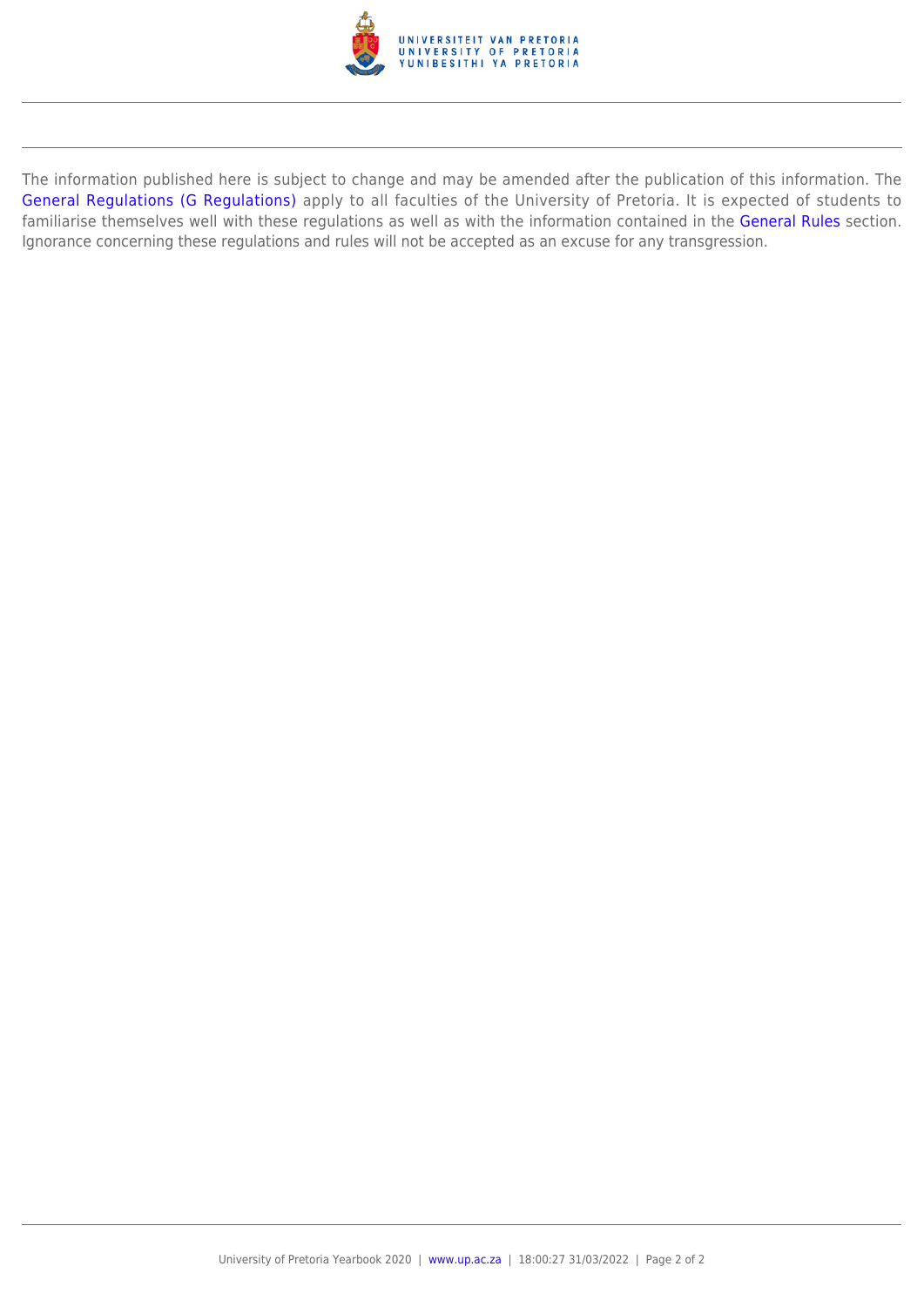The information published here is subject to change and may be amended after the publication of this information. The General Regulations (G Regulations) apply to all faculties of the University of Pretoria. It is expected of students to familiarise themselves well with these regulations as well as with the information contained in the General Rules section. Ignorance concerning these regulations and rules will not be accepted as an excuse for any transgression.